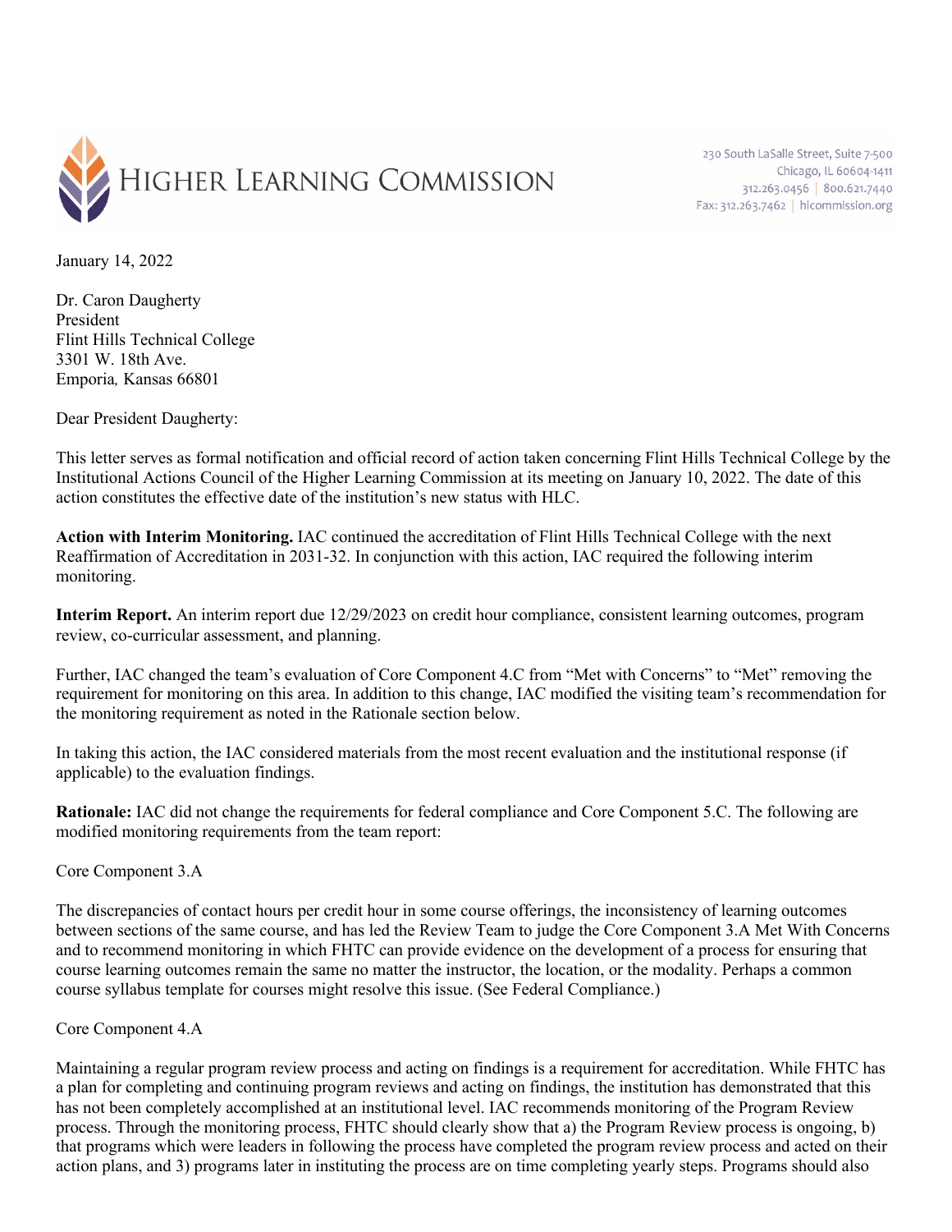# Higher Learning Commission

230 South LaSalle Street, Suite 7-500
Chicago, IL 60604-1411
312.263.0456 | 800.621.7440
Fax: 312.263.7462 | hlcommission.org

January 14, 2022

Dr. Caron Daugherty
President
Flint Hills Technical College
3301 W. 18th Ave.
Emporia, Kansas 66801

Dear President Daugherty:

This letter serves as formal notification and official record of action taken concerning Flint Hills Technical College by the Institutional Actions Council of the Higher Learning Commission at its meeting on January 10, 2022. The date of this action constitutes the effective date of the institution's new status with HLC.

**Action with Interim Monitoring.** IAC continued the accreditation of Flint Hills Technical College with the next Reaffirmation of Accreditation in 2031-32. In conjunction with this action, IAC required the following interim monitoring.

**Interim Report.** An interim report due 12/29/2023 on credit hour compliance, consistent learning outcomes, program review, co-curricular assessment, and planning.

Further, IAC changed the team's evaluation of Core Component 4.C from "Met with Concerns" to "Met" removing the requirement for monitoring on this area. In addition to this change, IAC modified the visiting team's recommendation for the monitoring requirement as noted in the Rationale section below.

In taking this action, the IAC considered materials from the most recent evaluation and the institutional response (if applicable) to the evaluation findings.

**Rationale:** IAC did not change the requirements for federal compliance and Core Component 5.C. The following are modified monitoring requirements from the team report:

Core Component 3.A

The discrepancies of contact hours per credit hour in some course offerings, the inconsistency of learning outcomes between sections of the same course, and has led the Review Team to judge the Core Component 3.A Met With Concerns and to recommend monitoring in which FHTC can provide evidence on the development of a process for ensuring that course learning outcomes remain the same no matter the instructor, the location, or the modality. Perhaps a common course syllabus template for courses might resolve this issue. (See Federal Compliance.)

Core Component 4.A

Maintaining a regular program review process and acting on findings is a requirement for accreditation. While FHTC has a plan for completing and continuing program reviews and acting on findings, the institution has demonstrated that this has not been completely accomplished at an institutional level. IAC recommends monitoring of the Program Review process. Through the monitoring process, FHTC should clearly show that a) the Program Review process is ongoing, b) that programs which were leaders in following the process have completed the program review process and acted on their action plans, and 3) programs later in instituting the process are on time completing yearly steps. Programs should also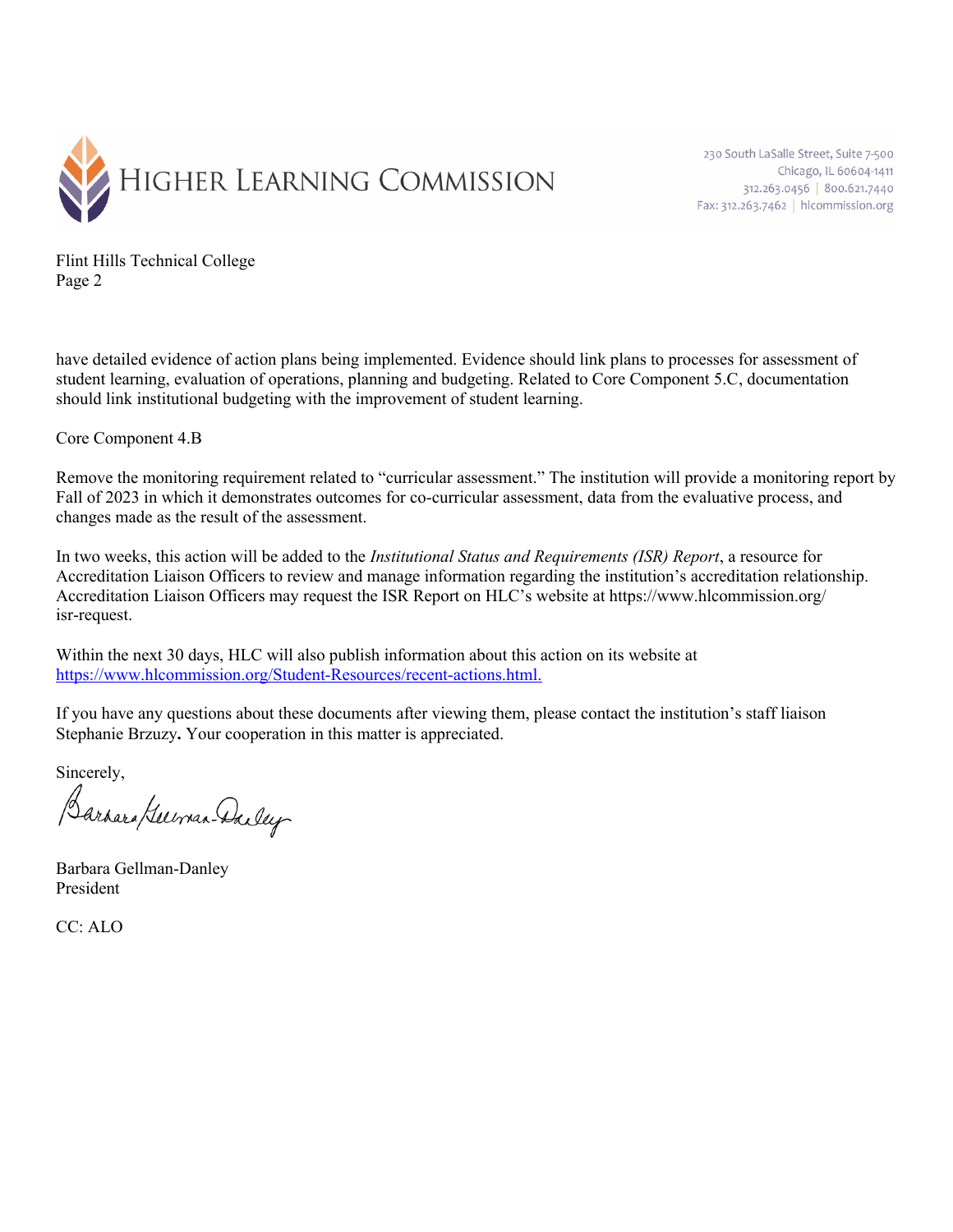Flint Hills Technical College
Page 2

have detailed evidence of action plans being implemented. Evidence should link plans to processes for assessment of student learning, evaluation of operations, planning and budgeting. Related to Core Component 5.C, documentation should link institutional budgeting with the improvement of student learning.

Core Component 4.B

Remove the monitoring requirement related to "curricular assessment." The institution will provide a monitoring report by Fall of 2023 in which it demonstrates outcomes for co-curricular assessment, data from the evaluative process, and changes made as the result of the assessment.

In two weeks, this action will be added to the *Institutional Status and Requirements (ISR) Report*, a resource for Accreditation Liaison Officers to review and manage information regarding the institution's accreditation relationship. Accreditation Liaison Officers may request the ISR Report on HLC's website at https://www.hlcommission.org/isr-request.

Within the next 30 days, HLC will also publish information about this action on its website at https://www.hlcommission.org/Student-Resources/recent-actions.html.

If you have any questions about these documents after viewing them, please contact the institution's staff liaison Stephanie Brzuzy**.** Your cooperation in this matter is appreciated.

Sincerely,

Barbara Gellman-Danley
President

CC: ALO